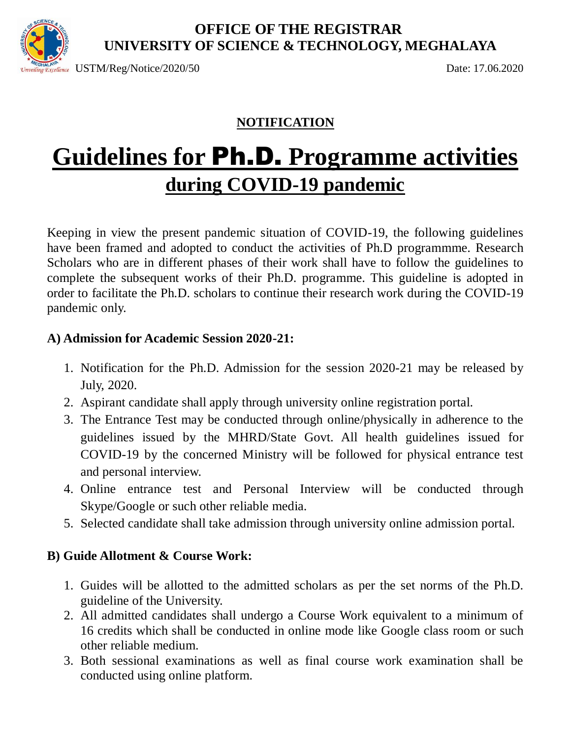**OFFICE OF THE REGISTRAR**
**UNIVERSITY OF SCIENCE & TECHNOLOGY, MEGHALAYA**

USTM/Reg/Notice/2020/50 Date: 17.06.2020

**NOTIFICATION**

# Guidelines for Ph.D. Programme activities during COVID-19 pandemic

Keeping in view the present pandemic situation of COVID-19, the following guidelines have been framed and adopted to conduct the activities of Ph.D programmme. Research Scholars who are in different phases of their work shall have to follow the guidelines to complete the subsequent works of their Ph.D. programme. This guideline is adopted in order to facilitate the Ph.D. scholars to continue their research work during the COVID-19 pandemic only.

**A) Admission for Academic Session 2020-21:**

1. Notification for the Ph.D. Admission for the session 2020-21 may be released by July, 2020.
2. Aspirant candidate shall apply through university online registration portal.
3. The Entrance Test may be conducted through online/physically in adherence to the guidelines issued by the MHRD/State Govt. All health guidelines issued for COVID-19 by the concerned Ministry will be followed for physical entrance test and personal interview.
4. Online entrance test and Personal Interview will be conducted through Skype/Google or such other reliable media.
5. Selected candidate shall take admission through university online admission portal.

**B) Guide Allotment & Course Work:**

1. Guides will be allotted to the admitted scholars as per the set norms of the Ph.D. guideline of the University.
2. All admitted candidates shall undergo a Course Work equivalent to a minimum of 16 credits which shall be conducted in online mode like Google class room or such other reliable medium.
3. Both sessional examinations as well as final course work examination shall be conducted using online platform.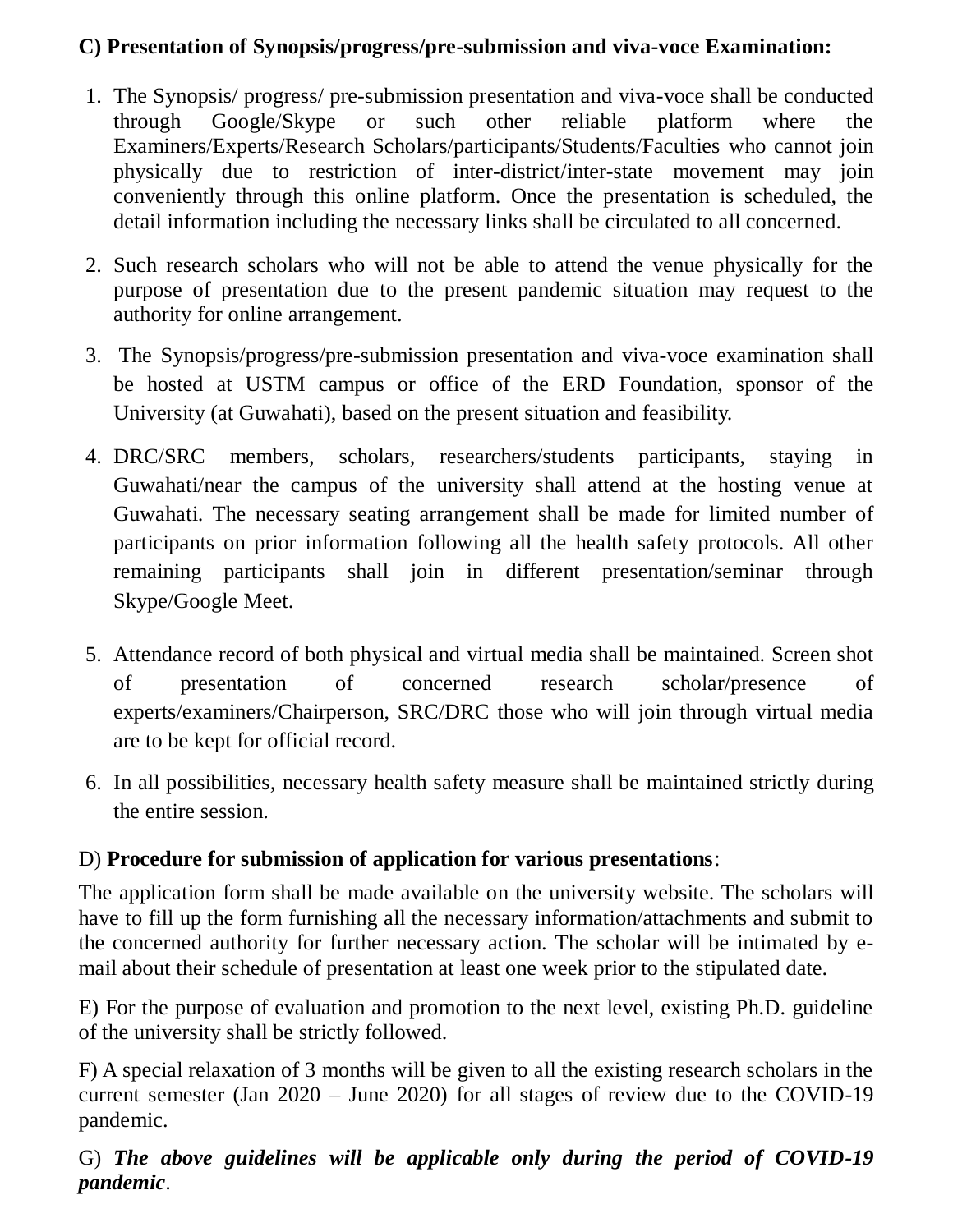**C) Presentation of Synopsis/progress/pre-submission and viva-voce Examination:**

1. The Synopsis/ progress/ pre-submission presentation and viva-voce shall be conducted through Google/Skype or such other reliable platform where the Examiners/Experts/Research Scholars/participants/Students/Faculties who cannot join physically due to restriction of inter-district/inter-state movement may join conveniently through this online platform. Once the presentation is scheduled, the detail information including the necessary links shall be circulated to all concerned.

2. Such research scholars who will not be able to attend the venue physically for the purpose of presentation due to the present pandemic situation may request to the authority for online arrangement.

3. The Synopsis/progress/pre-submission presentation and viva-voce examination shall be hosted at USTM campus or office of the ERD Foundation, sponsor of the University (at Guwahati), based on the present situation and feasibility.

4. DRC/SRC members, scholars, researchers/students participants, staying in Guwahati/near the campus of the university shall attend at the hosting venue at Guwahati. The necessary seating arrangement shall be made for limited number of participants on prior information following all the health safety protocols. All other remaining participants shall join in different presentation/seminar through Skype/Google Meet.

5. Attendance record of both physical and virtual media shall be maintained. Screen shot of presentation of concerned research scholar/presence of experts/examiners/Chairperson, SRC/DRC those who will join through virtual media are to be kept for official record.

6. In all possibilities, necessary health safety measure shall be maintained strictly during the entire session.

D) **Procedure for submission of application for various presentations**:

The application form shall be made available on the university website. The scholars will have to fill up the form furnishing all the necessary information/attachments and submit to the concerned authority for further necessary action. The scholar will be intimated by e-mail about their schedule of presentation at least one week prior to the stipulated date.

E) For the purpose of evaluation and promotion to the next level, existing Ph.D. guideline of the university shall be strictly followed.

F) A special relaxation of 3 months will be given to all the existing research scholars in the current semester (Jan 2020 – June 2020) for all stages of review due to the COVID-19 pandemic.

G) ***The above guidelines will be applicable only during the period of COVID-19 pandemic***.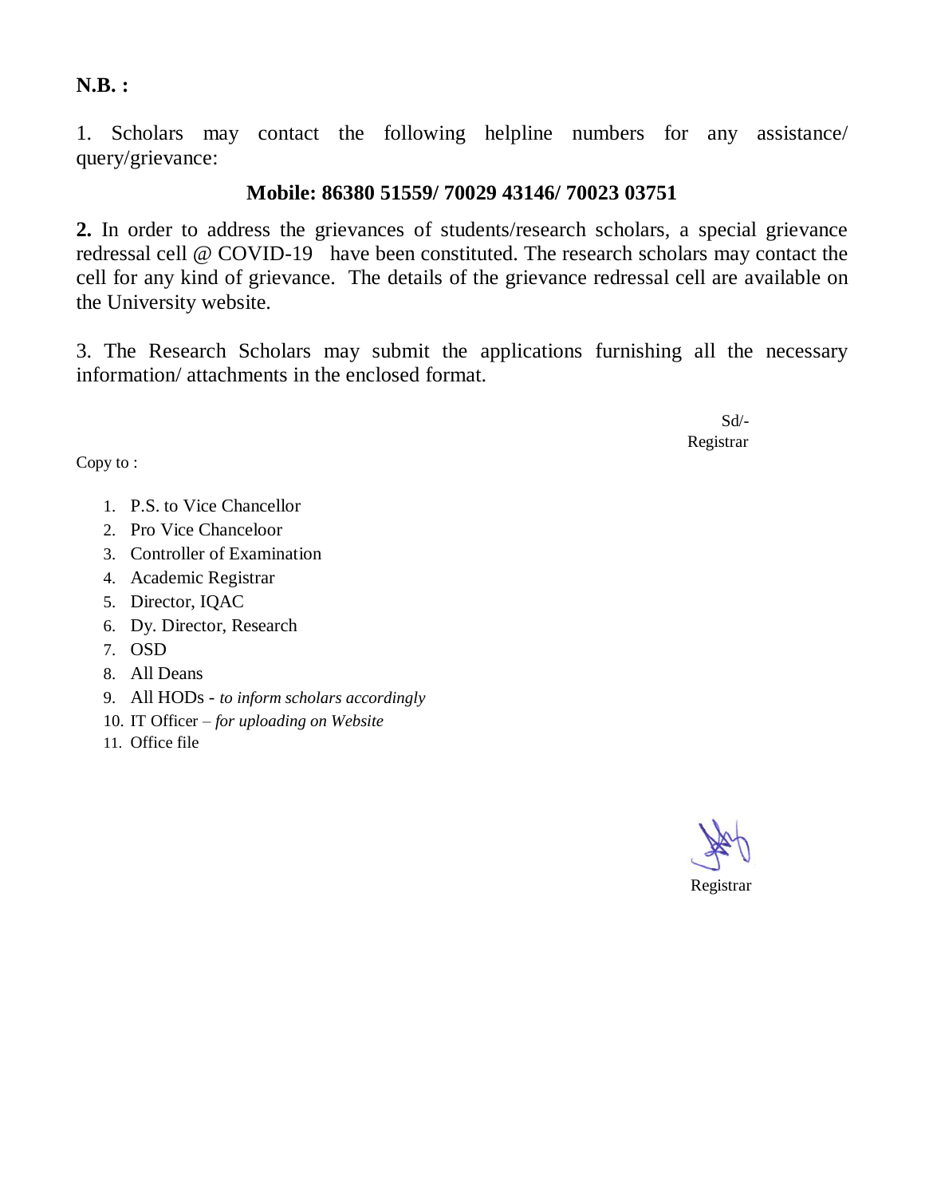**N.B. :**

1. Scholars may contact the following helpline numbers for any assistance/ query/grievance:

**Mobile: 86380 51559/ 70029 43146/ 70023 03751**

**2.** In order to address the grievances of students/research scholars, a special grievance redressal cell @ COVID-19 have been constituted. The research scholars may contact the cell for any kind of grievance. The details of the grievance redressal cell are available on the University website.

3. The Research Scholars may submit the applications furnishing all the necessary information/ attachments in the enclosed format.

Sd/-
Registrar

Copy to :

1. P.S. to Vice Chancellor
2. Pro Vice Chanceloor
3. Controller of Examination
4. Academic Registrar
5. Director, IQAC
6. Dy. Director, Research
7. OSD
8. All Deans
9. All HODs - *to inform scholars accordingly*
10. IT Officer – *for uploading on Website*
11. Office file

Registrar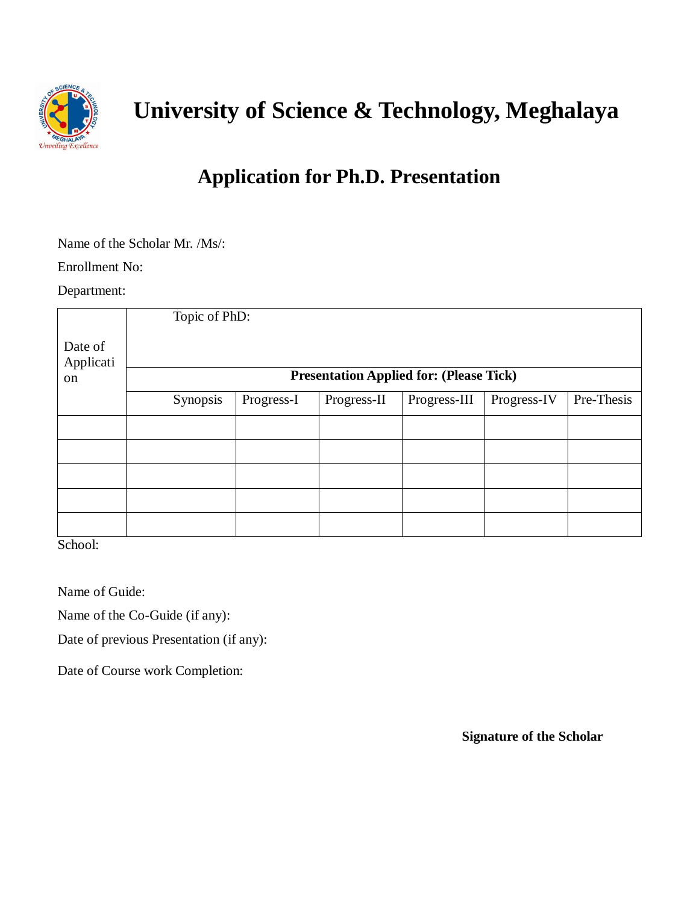# University of Science & Technology, Meghalaya

## Application for Ph.D. Presentation

Name of the Scholar Mr. /Ms/:

Enrollment No:

Department:

| Date of Application | Topic of PhD: | | | | | |
|---|---|---|---|---|---|---|
| | **Presentation Applied for: (Please Tick)** | | | | | |
| | Synopsis | Progress-I | Progress-II | Progress-III | Progress-IV | Pre-Thesis |
| | | | | | | |
| | | | | | | |
| | | | | | | |
| | | | | | | |
| | | | | | | |

School:

Name of Guide:

Name of the Co-Guide (if any):

Date of previous Presentation (if any):

Date of Course work Completion:

**Signature of the Scholar**